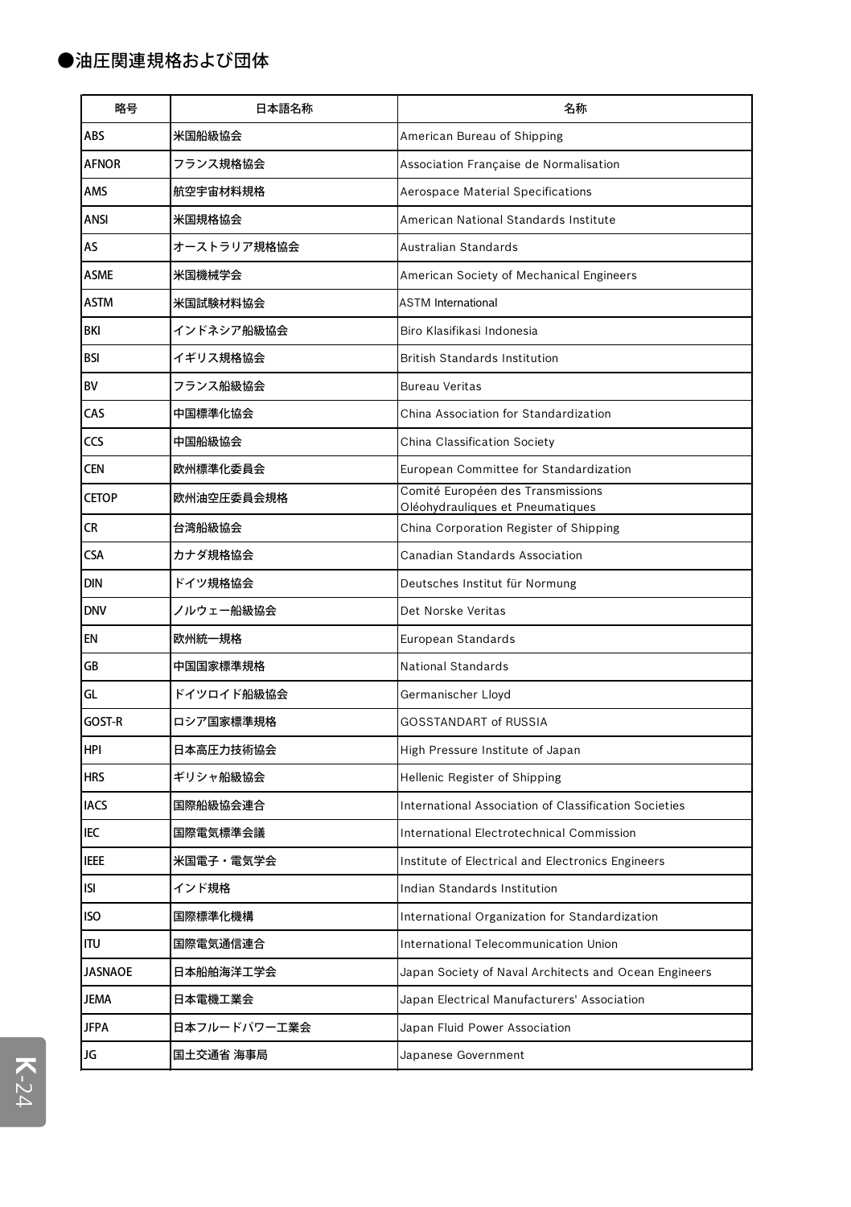## ●油圧関連規格および団体

| 略号 | 日本語名称 | 名称 |
|---|---|---|
| ABS | 米国船級協会 | American Bureau of Shipping |
| AFNOR | フランス規格協会 | Association Française de Normalisation |
| AMS | 航空宇宙材料規格 | Aerospace Material Specifications |
| ANSI | 米国規格協会 | American National Standards Institute |
| AS | オーストラリア規格協会 | Australian Standards |
| ASME | 米国機械学会 | American Society of Mechanical Engineers |
| ASTM | 米国試験材料協会 | ASTM International |
| BKI | インドネシア船級協会 | Biro Klasifikasi Indonesia |
| BSI | イギリス規格協会 | British Standards Institution |
| BV | フランス船級協会 | Bureau Veritas |
| CAS | 中国標準化協会 | China Association for Standardization |
| CCS | 中国船級協会 | China Classification Society |
| CEN | 欧州標準化委員会 | European Committee for Standardization |
| CETOP | 欧州油空圧委員会規格 | Comité Européen des Transmissions Oléohydrauliques et Pneumatiques |
| CR | 台湾船級協会 | China Corporation Register of Shipping |
| CSA | カナダ規格協会 | Canadian Standards Association |
| DIN | ドイツ規格協会 | Deutsches Institut für Normung |
| DNV | ノルウェー船級協会 | Det Norske Veritas |
| EN | 欧州統一規格 | European Standards |
| GB | 中国国家標準規格 | National Standards |
| GL | ドイツロイド船級協会 | Germanischer Lloyd |
| GOST-R | ロシア国家標準規格 | GOSSTANDART of RUSSIA |
| HPI | 日本高圧力技術協会 | High Pressure Institute of Japan |
| HRS | ギリシャ船級協会 | Hellenic Register of Shipping |
| IACS | 国際船級協会連合 | International Association of Classification Societies |
| IEC | 国際電気標準会議 | International Electrotechnical Commission |
| IEEE | 米国電子・電気学会 | Institute of Electrical and Electronics Engineers |
| ISI | インド規格 | Indian Standards Institution |
| ISO | 国際標準化機構 | International Organization for Standardization |
| ITU | 国際電気通信連合 | International Telecommunication Union |
| JASNAOE | 日本船舶海洋工学会 | Japan Society of Naval Architects and Ocean Engineers |
| JEMA | 日本電機工業会 | Japan Electrical Manufacturers' Association |
| JFPA | 日本フルードパワー工業会 | Japan Fluid Power Association |
| JG | 国土交通省 海事局 | Japanese Government |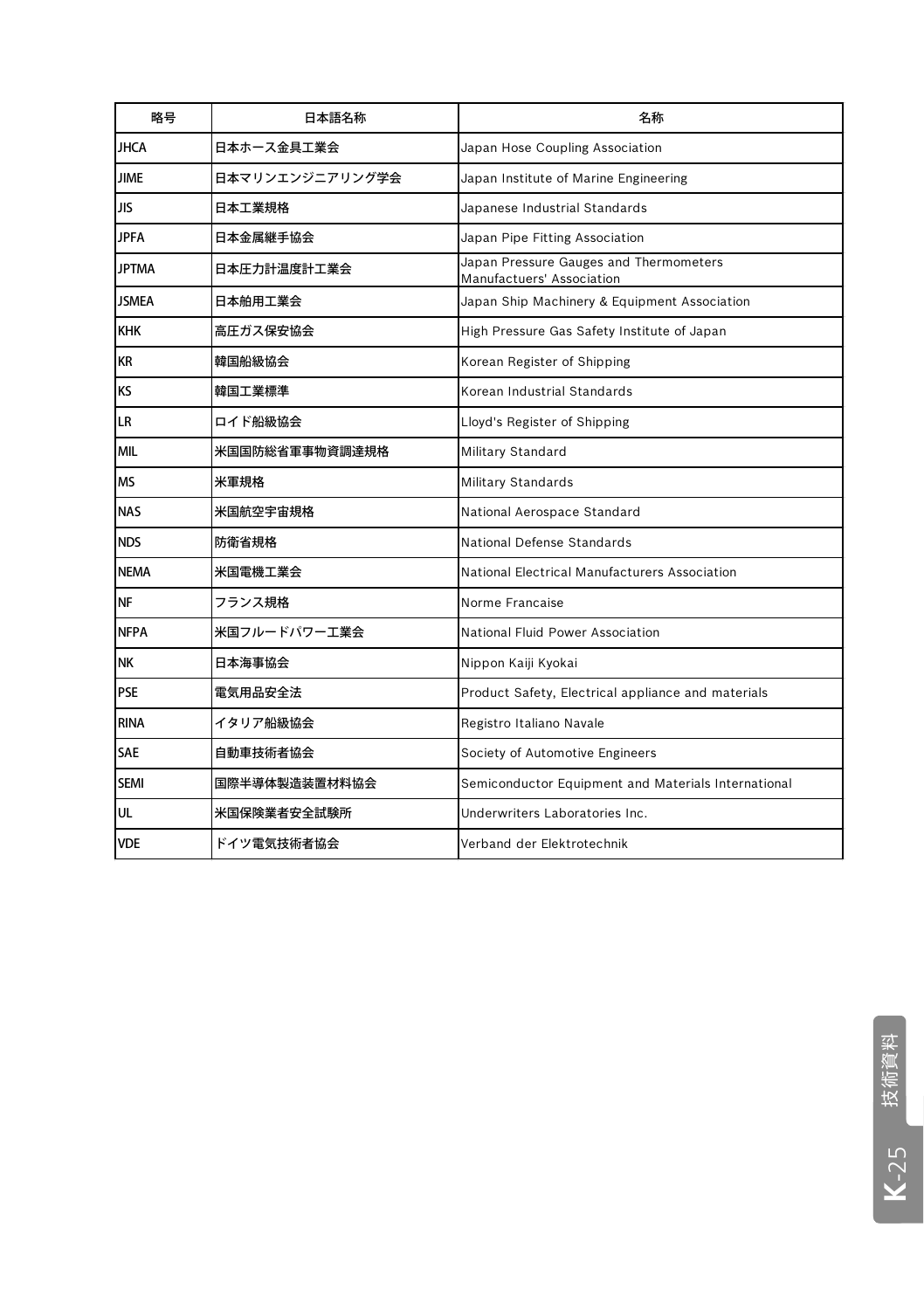| 略号 | 日本語名称 | 名称 |
|---|---|---|
| JHCA | 日本ホース金具工業会 | Japan Hose Coupling Association |
| JIME | 日本マリンエンジニアリング学会 | Japan Institute of Marine Engineering |
| JIS | 日本工業規格 | Japanese Industrial Standards |
| JPFA | 日本金属継手協会 | Japan Pipe Fitting Association |
| JPTMA | 日本圧力計温度計工業会 | Japan Pressure Gauges and Thermometers Manufactuers' Association |
| JSMEA | 日本舶用工業会 | Japan Ship Machinery & Equipment Association |
| KHK | 高圧ガス保安協会 | High Pressure Gas Safety Institute of Japan |
| KR | 韓国船級協会 | Korean Register of Shipping |
| KS | 韓国工業標準 | Korean Industrial Standards |
| LR | ロイド船級協会 | Lloyd's Register of Shipping |
| MIL | 米国国防総省軍事物資調達規格 | Military Standard |
| MS | 米軍規格 | Military Standards |
| NAS | 米国航空宇宙規格 | National Aerospace Standard |
| NDS | 防衛省規格 | National Defense Standards |
| NEMA | 米国電機工業会 | National Electrical Manufacturers Association |
| NF | フランス規格 | Norme Francaise |
| NFPA | 米国フルードパワー工業会 | National Fluid Power Association |
| NK | 日本海事協会 | Nippon Kaiji Kyokai |
| PSE | 電気用品安全法 | Product Safety, Electrical appliance and materials |
| RINA | イタリア船級協会 | Registro Italiano Navale |
| SAE | 自動車技術者協会 | Society of Automotive Engineers |
| SEMI | 国際半導体製造装置材料協会 | Semiconductor Equipment and Materials International |
| UL | 米国保険業者安全試験所 | Underwriters Laboratories Inc. |
| VDE | ドイツ電気技術者協会 | Verband der Elektrotechnik |